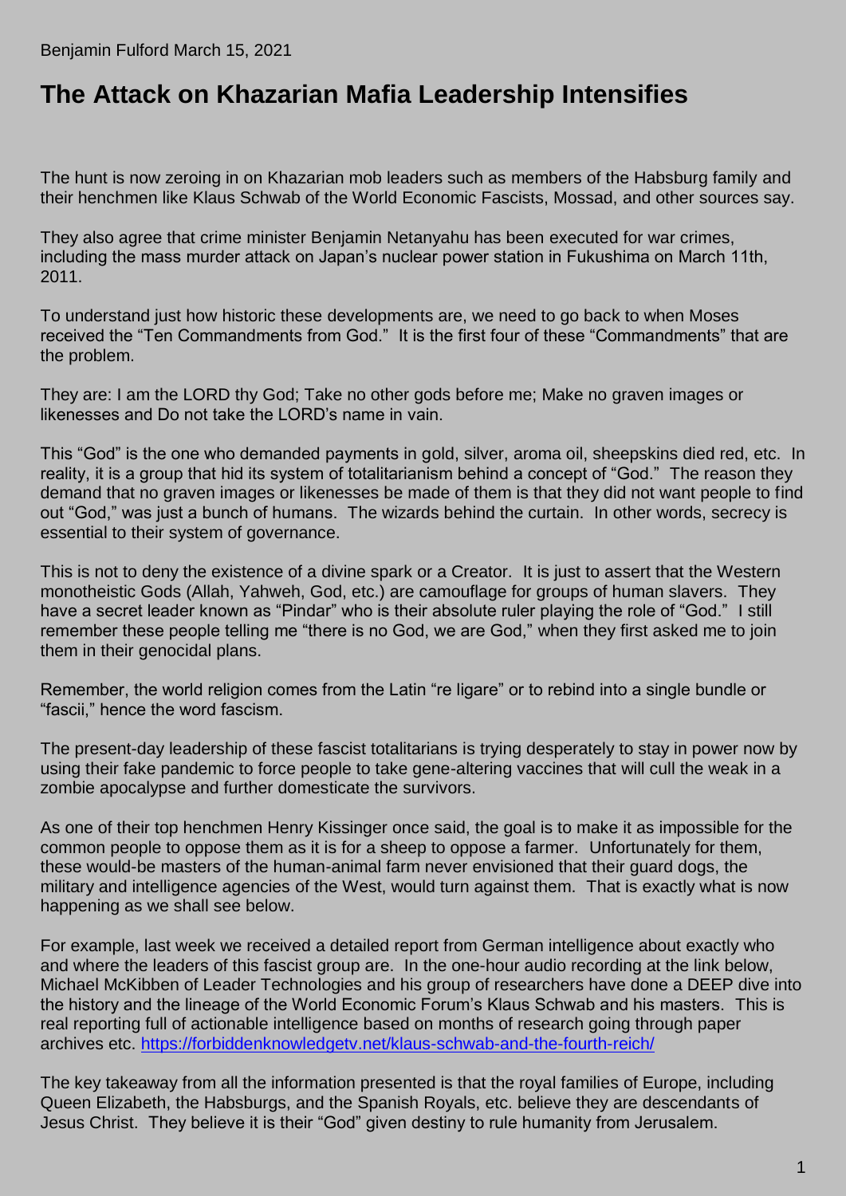Benjamin Fulford March 15, 2021

# The Attack on Khazarian Mafia Leadership Intensifies

The hunt is now zeroing in on Khazarian mob leaders such as members of the Habsburg family and their henchmen like Klaus Schwab of the World Economic Fascists, Mossad, and other sources say.

They also agree that crime minister Benjamin Netanyahu has been executed for war crimes, including the mass murder attack on Japan's nuclear power station in Fukushima on March 11th, 2011.

To understand just how historic these developments are, we need to go back to when Moses received the "Ten Commandments from God." It is the first four of these "Commandments" that are the problem.

They are: I am the LORD thy God; Take no other gods before me; Make no graven images or likenesses and Do not take the LORD's name in vain.

This "God" is the one who demanded payments in gold, silver, aroma oil, sheepskins died red, etc. In reality, it is a group that hid its system of totalitarianism behind a concept of "God." The reason they demand that no graven images or likenesses be made of them is that they did not want people to find out "God," was just a bunch of humans. The wizards behind the curtain. In other words, secrecy is essential to their system of governance.

This is not to deny the existence of a divine spark or a Creator. It is just to assert that the Western monotheistic Gods (Allah, Yahweh, God, etc.) are camouflage for groups of human slavers. They have a secret leader known as "Pindar" who is their absolute ruler playing the role of "God." I still remember these people telling me "there is no God, we are God," when they first asked me to join them in their genocidal plans.

Remember, the world religion comes from the Latin "re ligare" or to rebind into a single bundle or "fascii," hence the word fascism.

The present-day leadership of these fascist totalitarians is trying desperately to stay in power now by using their fake pandemic to force people to take gene-altering vaccines that will cull the weak in a zombie apocalypse and further domesticate the survivors.

As one of their top henchmen Henry Kissinger once said, the goal is to make it as impossible for the common people to oppose them as it is for a sheep to oppose a farmer. Unfortunately for them, these would-be masters of the human-animal farm never envisioned that their guard dogs, the military and intelligence agencies of the West, would turn against them. That is exactly what is now happening as we shall see below.

For example, last week we received a detailed report from German intelligence about exactly who and where the leaders of this fascist group are. In the one-hour audio recording at the link below, Michael McKibben of Leader Technologies and his group of researchers have done a DEEP dive into the history and the lineage of the World Economic Forum's Klaus Schwab and his masters. This is real reporting full of actionable intelligence based on months of research going through paper archives etc. https://forbiddenknowledgetv.net/klaus-schwab-and-the-fourth-reich/

The key takeaway from all the information presented is that the royal families of Europe, including Queen Elizabeth, the Habsburgs, and the Spanish Royals, etc. believe they are descendants of Jesus Christ. They believe it is their "God" given destiny to rule humanity from Jerusalem.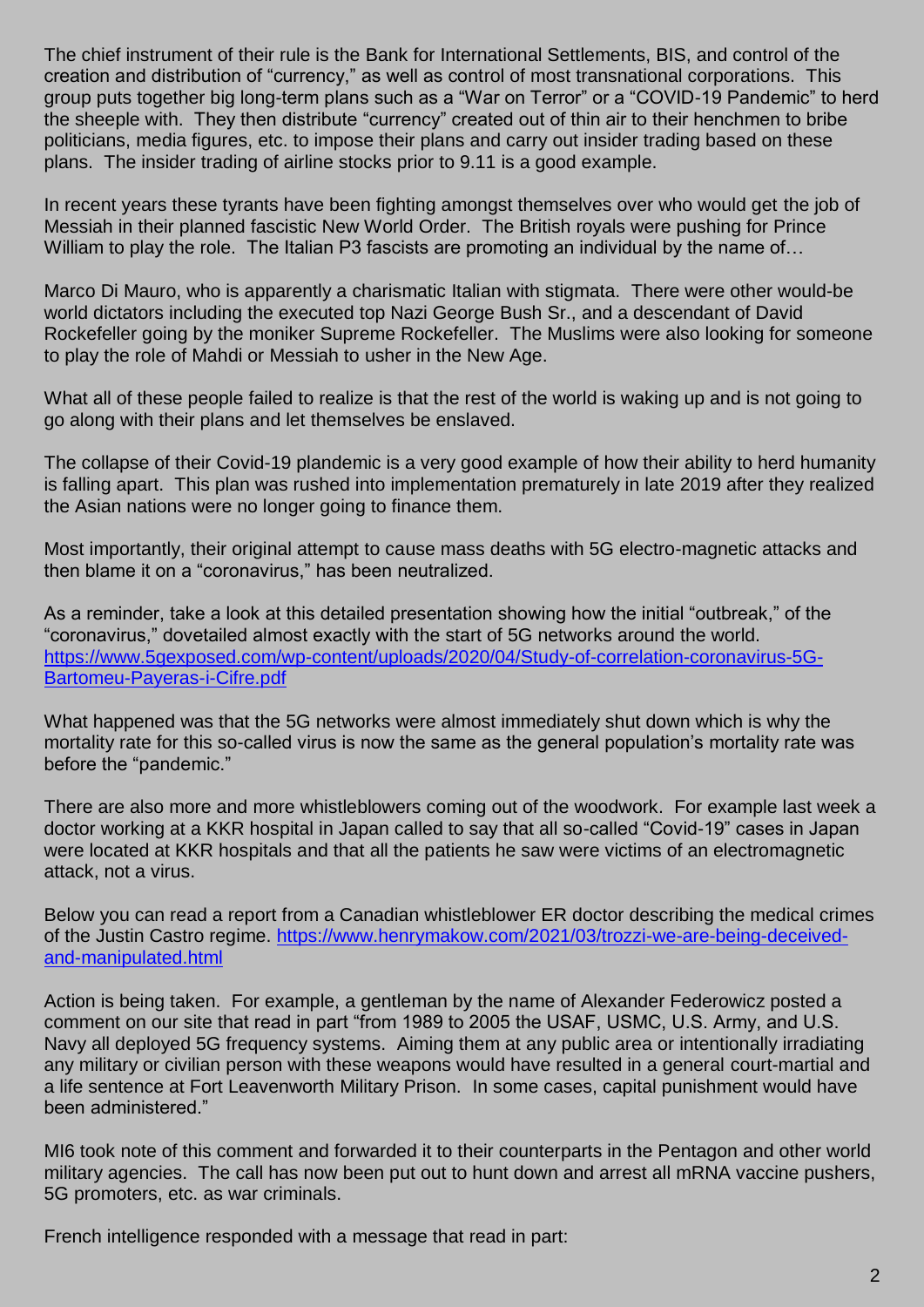The chief instrument of their rule is the Bank for International Settlements, BIS, and control of the creation and distribution of "currency," as well as control of most transnational corporations. This group puts together big long-term plans such as a "War on Terror" or a "COVID-19 Pandemic" to herd the sheeple with. They then distribute "currency" created out of thin air to their henchmen to bribe politicians, media figures, etc. to impose their plans and carry out insider trading based on these plans. The insider trading of airline stocks prior to 9.11 is a good example.

In recent years these tyrants have been fighting amongst themselves over who would get the job of Messiah in their planned fascistic New World Order. The British royals were pushing for Prince William to play the role. The Italian P3 fascists are promoting an individual by the name of…

Marco Di Mauro, who is apparently a charismatic Italian with stigmata. There were other would-be world dictators including the executed top Nazi George Bush Sr., and a descendant of David Rockefeller going by the moniker Supreme Rockefeller. The Muslims were also looking for someone to play the role of Mahdi or Messiah to usher in the New Age.

What all of these people failed to realize is that the rest of the world is waking up and is not going to go along with their plans and let themselves be enslaved.

The collapse of their Covid-19 plandemic is a very good example of how their ability to herd humanity is falling apart. This plan was rushed into implementation prematurely in late 2019 after they realized the Asian nations were no longer going to finance them.

Most importantly, their original attempt to cause mass deaths with 5G electro-magnetic attacks and then blame it on a "coronavirus," has been neutralized.

As a reminder, take a look at this detailed presentation showing how the initial "outbreak," of the "coronavirus," dovetailed almost exactly with the start of 5G networks around the world. https://www.5gexposed.com/wp-content/uploads/2020/04/Study-of-correlation-coronavirus-5G-Bartomeu-Payeras-i-Cifre.pdf

What happened was that the 5G networks were almost immediately shut down which is why the mortality rate for this so-called virus is now the same as the general population's mortality rate was before the "pandemic."

There are also more and more whistleblowers coming out of the woodwork. For example last week a doctor working at a KKR hospital in Japan called to say that all so-called "Covid-19" cases in Japan were located at KKR hospitals and that all the patients he saw were victims of an electromagnetic attack, not a virus.

Below you can read a report from a Canadian whistleblower ER doctor describing the medical crimes of the Justin Castro regime. https://www.henrymakow.com/2021/03/trozzi-we-are-being-deceived-and-manipulated.html

Action is being taken. For example, a gentleman by the name of Alexander Federowicz posted a comment on our site that read in part "from 1989 to 2005 the USAF, USMC, U.S. Army, and U.S. Navy all deployed 5G frequency systems. Aiming them at any public area or intentionally irradiating any military or civilian person with these weapons would have resulted in a general court-martial and a life sentence at Fort Leavenworth Military Prison. In some cases, capital punishment would have been administered."

MI6 took note of this comment and forwarded it to their counterparts in the Pentagon and other world military agencies. The call has now been put out to hunt down and arrest all mRNA vaccine pushers, 5G promoters, etc. as war criminals.

French intelligence responded with a message that read in part: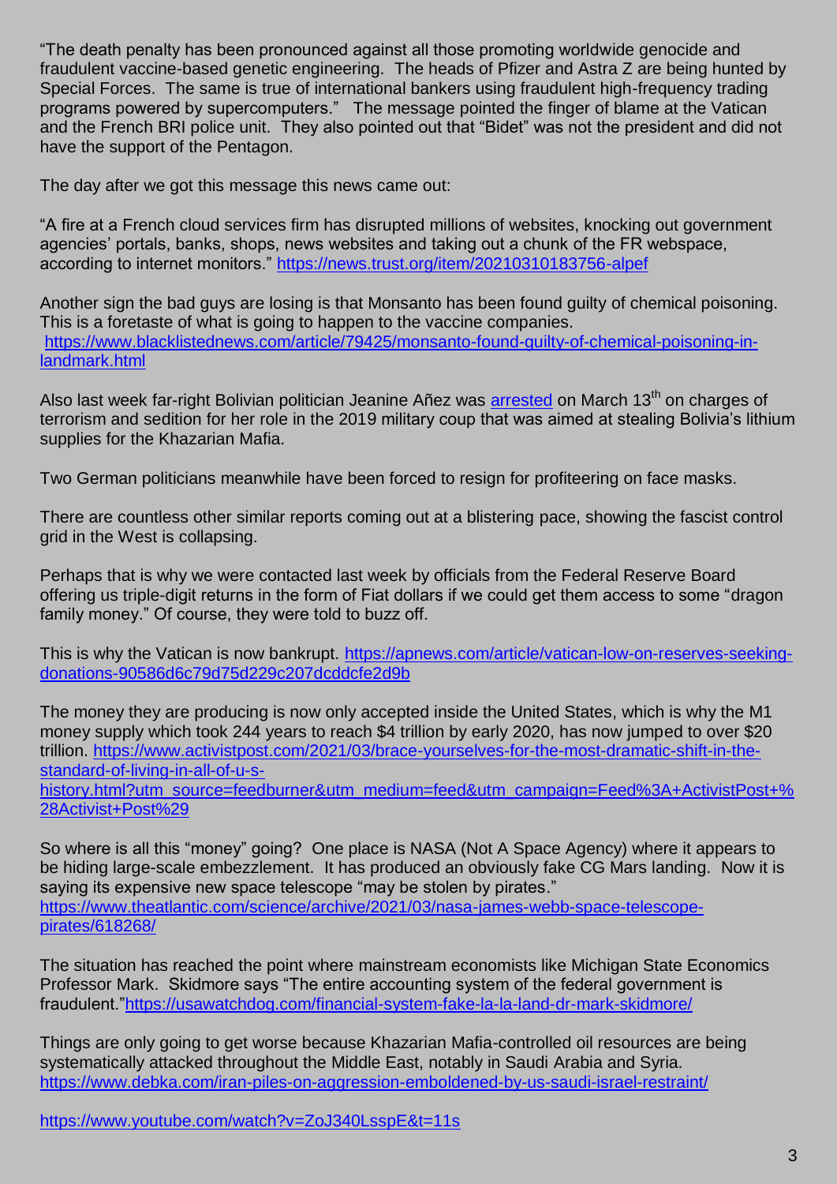"The death penalty has been pronounced against all those promoting worldwide genocide and fraudulent vaccine-based genetic engineering. The heads of Pfizer and Astra Z are being hunted by Special Forces. The same is true of international bankers using fraudulent high-frequency trading programs powered by supercomputers." The message pointed the finger of blame at the Vatican and the French BRI police unit. They also pointed out that "Bidet" was not the president and did not have the support of the Pentagon.

The day after we got this message this news came out:

"A fire at a French cloud services firm has disrupted millions of websites, knocking out government agencies' portals, banks, shops, news websites and taking out a chunk of the FR webspace, according to internet monitors." https://news.trust.org/item/20210310183756-alpef

Another sign the bad guys are losing is that Monsanto has been found guilty of chemical poisoning. This is a foretaste of what is going to happen to the vaccine companies. https://www.blacklistednews.com/article/79425/monsanto-found-guilty-of-chemical-poisoning-in-landmark.html

Also last week far-right Bolivian politician Jeanine Añez was arrested on March 13th on charges of terrorism and sedition for her role in the 2019 military coup that was aimed at stealing Bolivia's lithium supplies for the Khazarian Mafia.

Two German politicians meanwhile have been forced to resign for profiteering on face masks.

There are countless other similar reports coming out at a blistering pace, showing the fascist control grid in the West is collapsing.

Perhaps that is why we were contacted last week by officials from the Federal Reserve Board offering us triple-digit returns in the form of Fiat dollars if we could get them access to some "dragon family money." Of course, they were told to buzz off.

This is why the Vatican is now bankrupt. https://apnews.com/article/vatican-low-on-reserves-seeking-donations-90586d6c79d75d229c207dcddcfe2d9b

The money they are producing is now only accepted inside the United States, which is why the M1 money supply which took 244 years to reach $4 trillion by early 2020, has now jumped to over $20 trillion. https://www.activistpost.com/2021/03/brace-yourselves-for-the-most-dramatic-shift-in-the-standard-of-living-in-all-of-u-s-history.html?utm_source=feedburner&utm_medium=feed&utm_campaign=Feed%3A+ActivistPost+%28Activist+Post%29

So where is all this "money" going? One place is NASA (Not A Space Agency) where it appears to be hiding large-scale embezzlement. It has produced an obviously fake CG Mars landing. Now it is saying its expensive new space telescope "may be stolen by pirates." https://www.theatlantic.com/science/archive/2021/03/nasa-james-webb-space-telescope-pirates/618268/

The situation has reached the point where mainstream economists like Michigan State Economics Professor Mark. Skidmore says "The entire accounting system of the federal government is fraudulent."https://usawatchdog.com/financial-system-fake-la-la-land-dr-mark-skidmore/

Things are only going to get worse because Khazarian Mafia-controlled oil resources are being systematically attacked throughout the Middle East, notably in Saudi Arabia and Syria. https://www.debka.com/iran-piles-on-aggression-emboldened-by-us-saudi-israel-restraint/

https://www.youtube.com/watch?v=ZoJ340LsspE&t=11s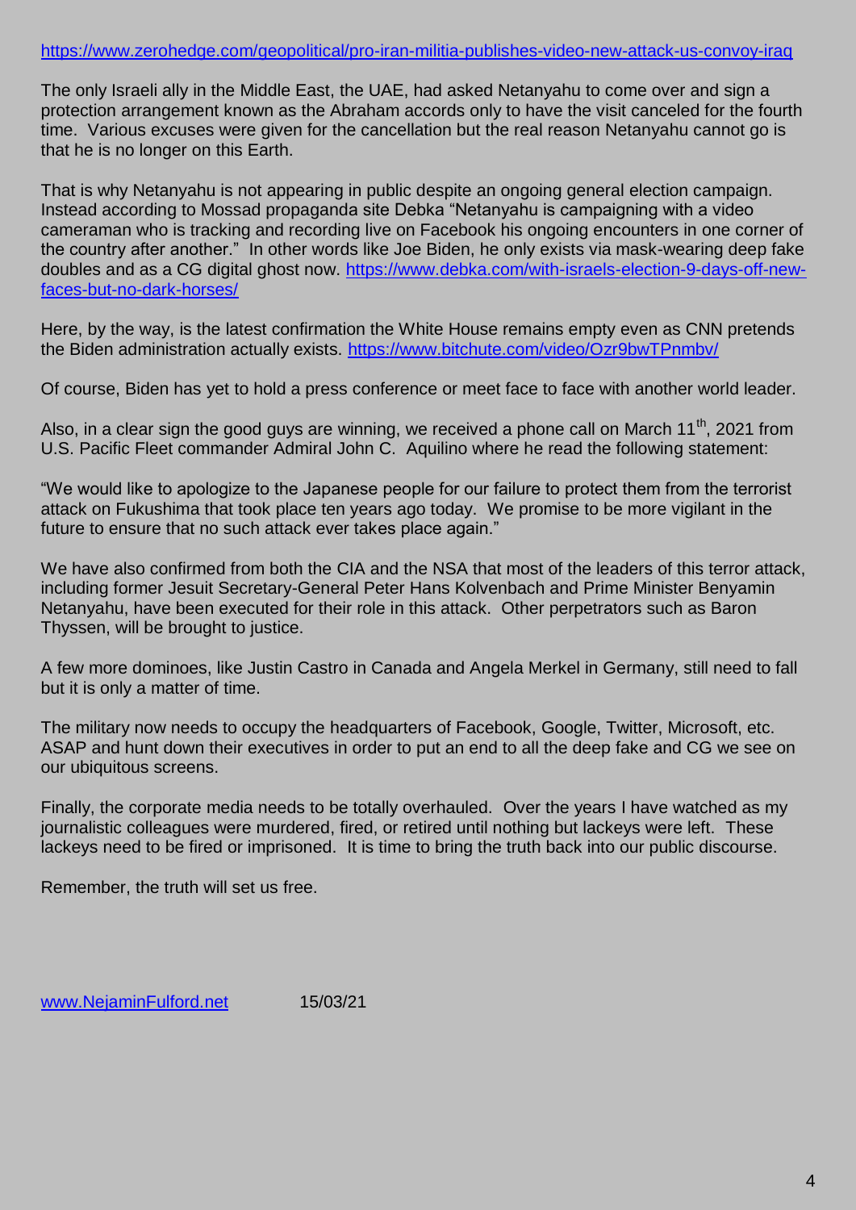https://www.zerohedge.com/geopolitical/pro-iran-militia-publishes-video-new-attack-us-convoy-iraq

The only Israeli ally in the Middle East, the UAE, had asked Netanyahu to come over and sign a protection arrangement known as the Abraham accords only to have the visit canceled for the fourth time. Various excuses were given for the cancellation but the real reason Netanyahu cannot go is that he is no longer on this Earth.

That is why Netanyahu is not appearing in public despite an ongoing general election campaign. Instead according to Mossad propaganda site Debka "Netanyahu is campaigning with a video cameraman who is tracking and recording live on Facebook his ongoing encounters in one corner of the country after another." In other words like Joe Biden, he only exists via mask-wearing deep fake doubles and as a CG digital ghost now. https://www.debka.com/with-israels-election-9-days-off-new-faces-but-no-dark-horses/

Here, by the way, is the latest confirmation the White House remains empty even as CNN pretends the Biden administration actually exists. https://www.bitchute.com/video/Ozr9bwTPnmbv/

Of course, Biden has yet to hold a press conference or meet face to face with another world leader.

Also, in a clear sign the good guys are winning, we received a phone call on March 11th, 2021 from U.S. Pacific Fleet commander Admiral John C. Aquilino where he read the following statement:

"We would like to apologize to the Japanese people for our failure to protect them from the terrorist attack on Fukushima that took place ten years ago today. We promise to be more vigilant in the future to ensure that no such attack ever takes place again."

We have also confirmed from both the CIA and the NSA that most of the leaders of this terror attack, including former Jesuit Secretary-General Peter Hans Kolvenbach and Prime Minister Benyamin Netanyahu, have been executed for their role in this attack. Other perpetrators such as Baron Thyssen, will be brought to justice.

A few more dominoes, like Justin Castro in Canada and Angela Merkel in Germany, still need to fall but it is only a matter of time.

The military now needs to occupy the headquarters of Facebook, Google, Twitter, Microsoft, etc. ASAP and hunt down their executives in order to put an end to all the deep fake and CG we see on our ubiquitous screens.

Finally, the corporate media needs to be totally overhauled. Over the years I have watched as my journalistic colleagues were murdered, fired, or retired until nothing but lackeys were left. These lackeys need to be fired or imprisoned. It is time to bring the truth back into our public discourse.

Remember, the truth will set us free.

www.NejaminFulford.net 15/03/21